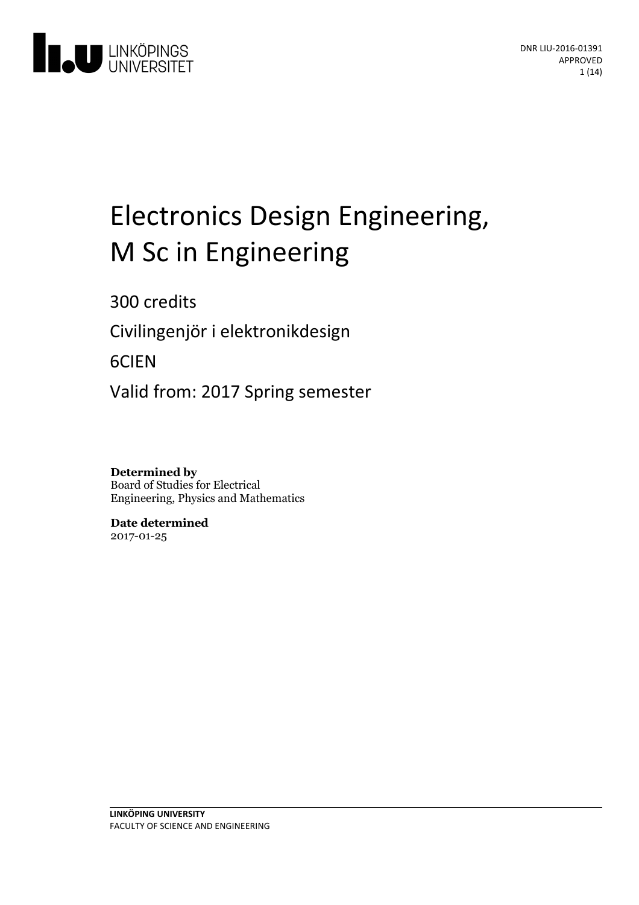LINKÖPINGS UNIVERSITET

DNR LIU-2016-01391
APPROVED

# Electronics Design Engineering, M Sc in Engineering

300 credits

Civilingenjör i elektronikdesign

6CIEN

Valid from: 2017 Spring semester

**Determined by**
Board of Studies for Electrical Engineering, Physics and Mathematics

**Date determined**
2017-01-25

**LINKÖPING UNIVERSITY**
FACULTY OF SCIENCE AND ENGINEERING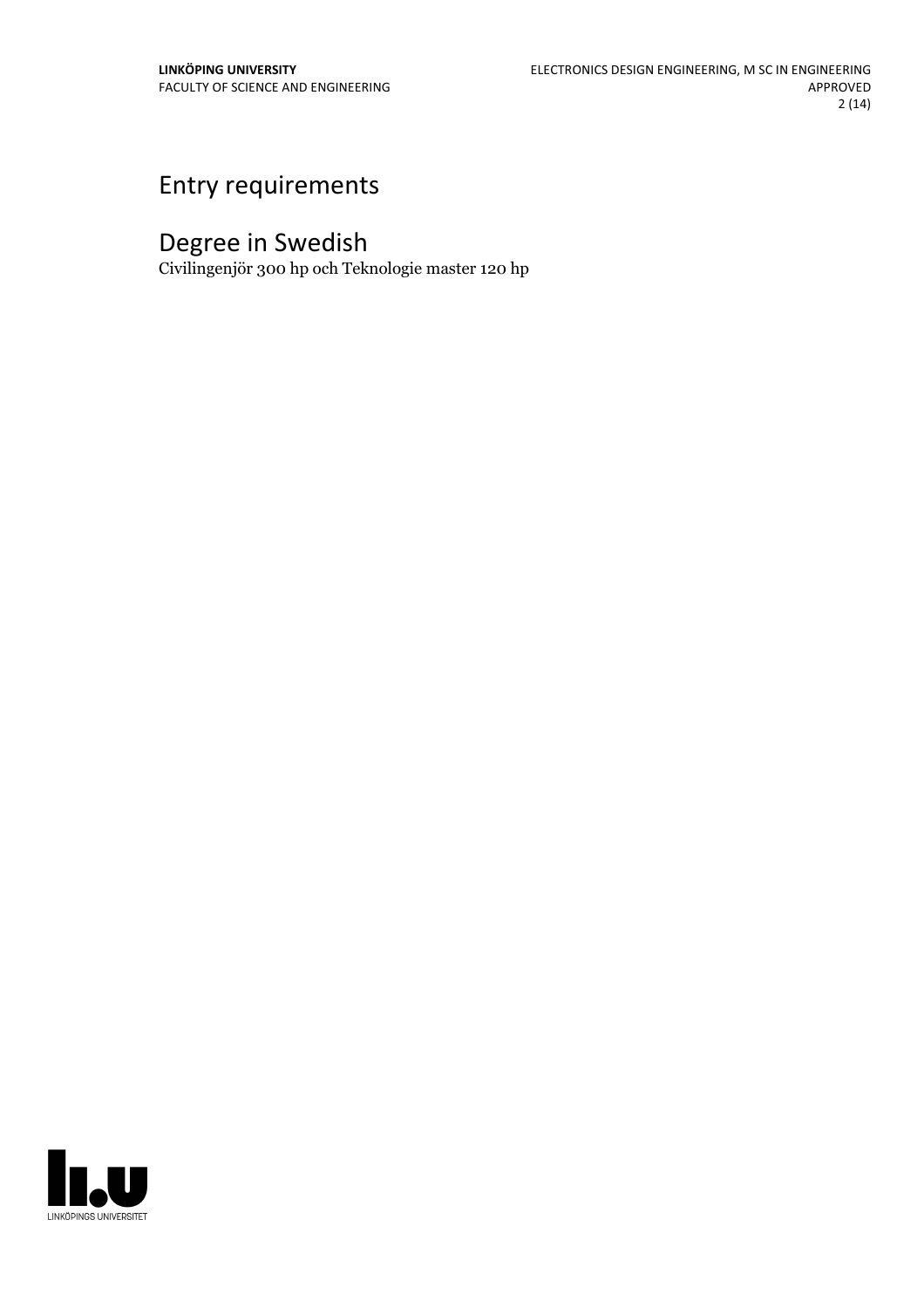## Entry requirements

## Degree in Swedish

Civilingenjör 300 hp och Teknologie master 120 hp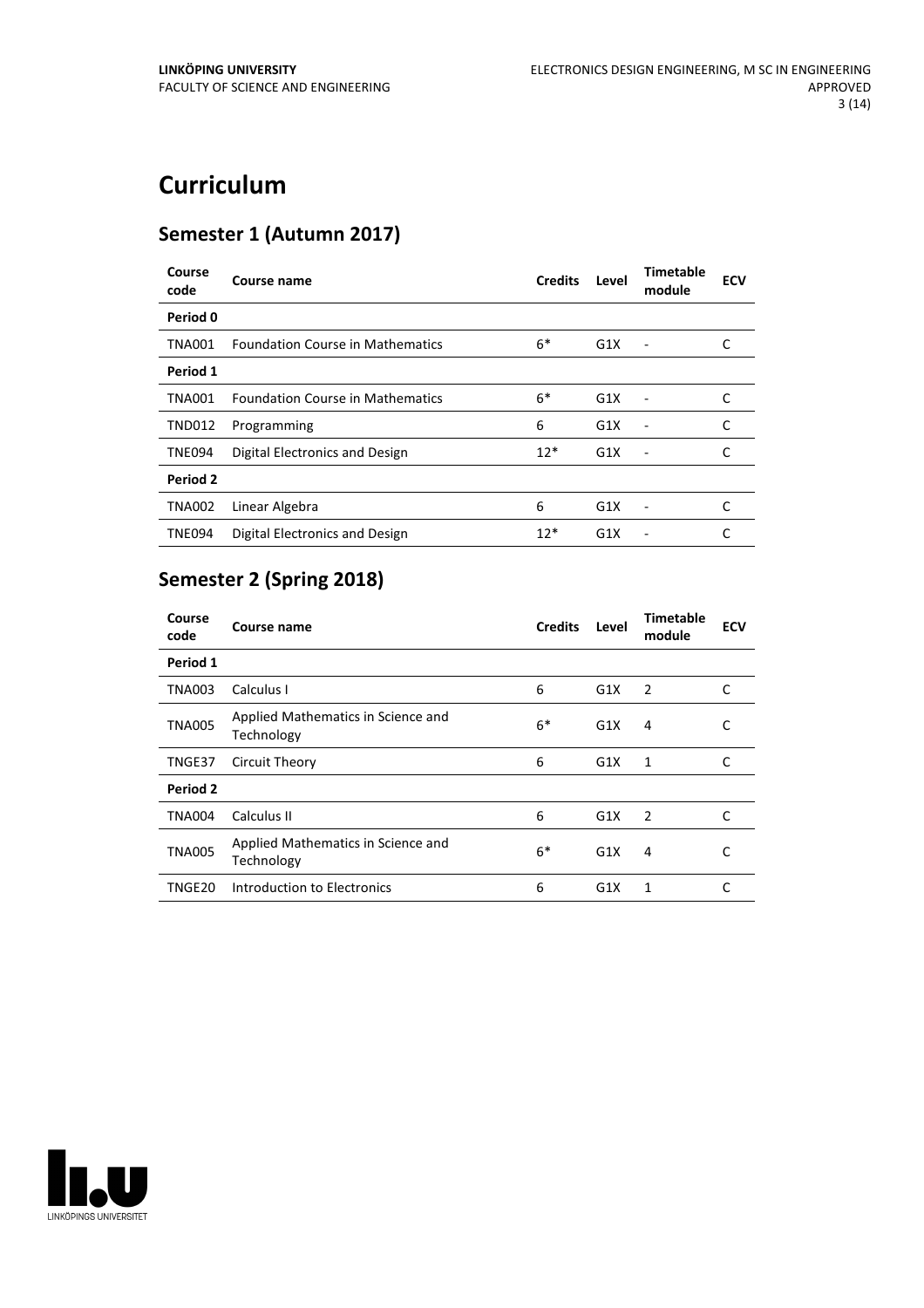# Curriculum

## Semester 1 (Autumn 2017)

| Course code | Course name | Credits | Level | Timetable module | ECV |
|---|---|---|---|---|---|
| **Period 0** | | | | | |
| TNA001 | Foundation Course in Mathematics | 6* | G1X | - | C |
| **Period 1** | | | | | |
| TNA001 | Foundation Course in Mathematics | 6* | G1X | - | C |
| TND012 | Programming | 6 | G1X | - | C |
| TNE094 | Digital Electronics and Design | 12* | G1X | - | C |
| **Period 2** | | | | | |
| TNA002 | Linear Algebra | 6 | G1X | - | C |
| TNE094 | Digital Electronics and Design | 12* | G1X | - | C |

## Semester 2 (Spring 2018)

| Course code | Course name | Credits | Level | Timetable module | ECV |
|---|---|---|---|---|---|
| **Period 1** | | | | | |
| TNA003 | Calculus I | 6 | G1X | 2 | C |
| TNA005 | Applied Mathematics in Science and Technology | 6* | G1X | 4 | C |
| TNGE37 | Circuit Theory | 6 | G1X | 1 | C |
| **Period 2** | | | | | |
| TNA004 | Calculus II | 6 | G1X | 2 | C |
| TNA005 | Applied Mathematics in Science and Technology | 6* | G1X | 4 | C |
| TNGE20 | Introduction to Electronics | 6 | G1X | 1 | C |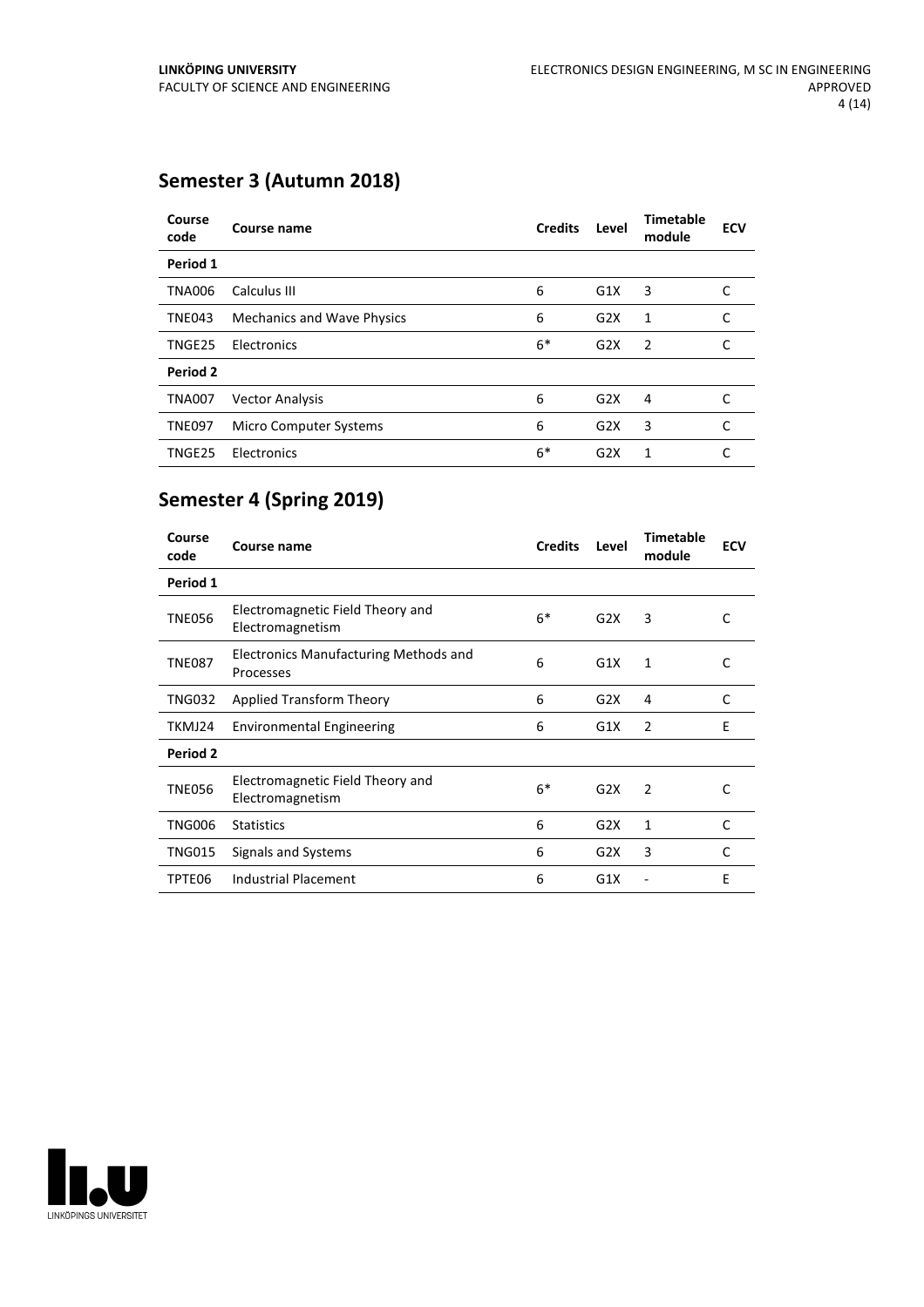## Semester 3 (Autumn 2018)

| Course code | Course name | Credits | Level | Timetable module | ECV |
|---|---|---|---|---|---|
| **Period 1** | | | | | |
| TNA006 | Calculus III | 6 | G1X | 3 | C |
| TNE043 | Mechanics and Wave Physics | 6 | G2X | 1 | C |
| TNGE25 | Electronics | 6* | G2X | 2 | C |
| **Period 2** | | | | | |
| TNA007 | Vector Analysis | 6 | G2X | 4 | C |
| TNE097 | Micro Computer Systems | 6 | G2X | 3 | C |
| TNGE25 | Electronics | 6* | G2X | 1 | C |

## Semester 4 (Spring 2019)

| Course code | Course name | Credits | Level | Timetable module | ECV |
|---|---|---|---|---|---|
| **Period 1** | | | | | |
| TNE056 | Electromagnetic Field Theory and Electromagnetism | 6* | G2X | 3 | C |
| TNE087 | Electronics Manufacturing Methods and Processes | 6 | G1X | 1 | C |
| TNG032 | Applied Transform Theory | 6 | G2X | 4 | C |
| TKMJ24 | Environmental Engineering | 6 | G1X | 2 | E |
| **Period 2** | | | | | |
| TNE056 | Electromagnetic Field Theory and Electromagnetism | 6* | G2X | 2 | C |
| TNG006 | Statistics | 6 | G2X | 1 | C |
| TNG015 | Signals and Systems | 6 | G2X | 3 | C |
| TPTE06 | Industrial Placement | 6 | G1X | - | E |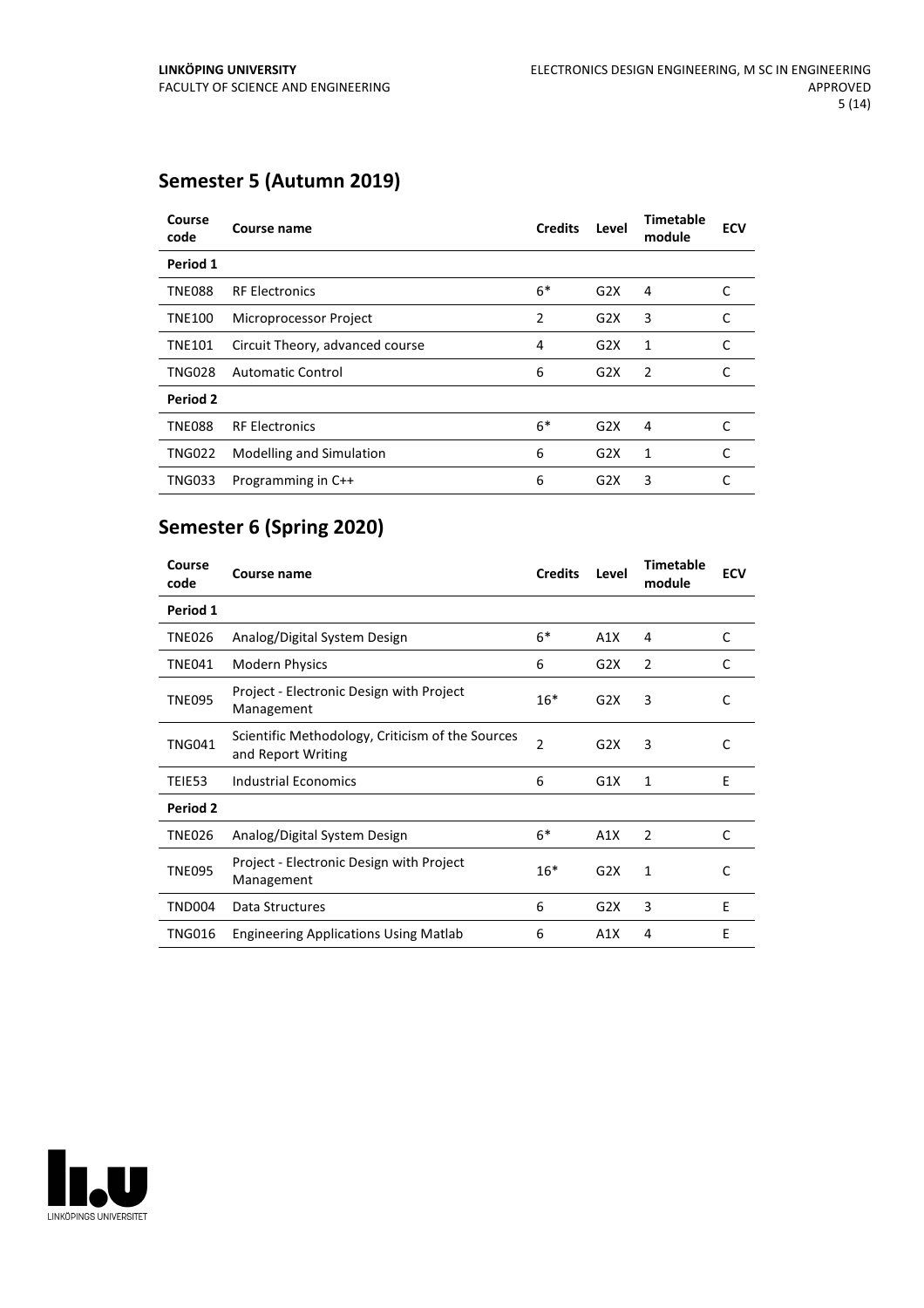## Semester 5 (Autumn 2019)

| Course code | Course name | Credits | Level | Timetable module | ECV |
|---|---|---|---|---|---|
| **Period 1** | | | | | |
| TNE088 | RF Electronics | 6* | G2X | 4 | C |
| TNE100 | Microprocessor Project | 2 | G2X | 3 | C |
| TNE101 | Circuit Theory, advanced course | 4 | G2X | 1 | C |
| TNG028 | Automatic Control | 6 | G2X | 2 | C |
| **Period 2** | | | | | |
| TNE088 | RF Electronics | 6* | G2X | 4 | C |
| TNG022 | Modelling and Simulation | 6 | G2X | 1 | C |
| TNG033 | Programming in C++ | 6 | G2X | 3 | C |

## Semester 6 (Spring 2020)

| Course code | Course name | Credits | Level | Timetable module | ECV |
|---|---|---|---|---|---|
| **Period 1** | | | | | |
| TNE026 | Analog/Digital System Design | 6* | A1X | 4 | C |
| TNE041 | Modern Physics | 6 | G2X | 2 | C |
| TNE095 | Project - Electronic Design with Project Management | 16* | G2X | 3 | C |
| TNG041 | Scientific Methodology, Criticism of the Sources and Report Writing | 2 | G2X | 3 | C |
| TEIE53 | Industrial Economics | 6 | G1X | 1 | E |
| **Period 2** | | | | | |
| TNE026 | Analog/Digital System Design | 6* | A1X | 2 | C |
| TNE095 | Project - Electronic Design with Project Management | 16* | G2X | 1 | C |
| TND004 | Data Structures | 6 | G2X | 3 | E |
| TNG016 | Engineering Applications Using Matlab | 6 | A1X | 4 | E |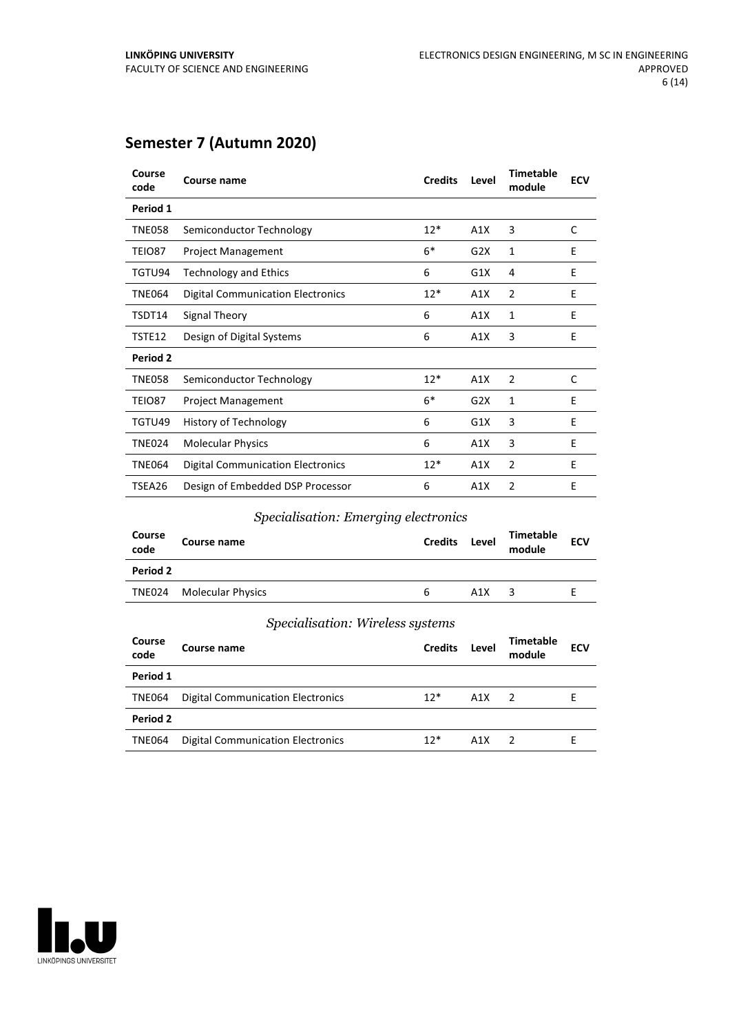## Semester 7 (Autumn 2020)

| Course code | Course name | Credits | Level | Timetable module | ECV |
|---|---|---|---|---|---|
| **Period 1** | | | | | |
| TNE058 | Semiconductor Technology | 12* | A1X | 3 | C |
| TEIO87 | Project Management | 6* | G2X | 1 | E |
| TGTU94 | Technology and Ethics | 6 | G1X | 4 | E |
| TNE064 | Digital Communication Electronics | 12* | A1X | 2 | E |
| TSDT14 | Signal Theory | 6 | A1X | 1 | E |
| TSTE12 | Design of Digital Systems | 6 | A1X | 3 | E |
| **Period 2** | | | | | |
| TNE058 | Semiconductor Technology | 12* | A1X | 2 | C |
| TEIO87 | Project Management | 6* | G2X | 1 | E |
| TGTU49 | History of Technology | 6 | G1X | 3 | E |
| TNE024 | Molecular Physics | 6 | A1X | 3 | E |
| TNE064 | Digital Communication Electronics | 12* | A1X | 2 | E |
| TSEA26 | Design of Embedded DSP Processor | 6 | A1X | 2 | E |

### *Specialisation: Emerging electronics*

| Course code | Course name | Credits | Level | Timetable module | ECV |
|---|---|---|---|---|---|
| **Period 2** | | | | | |
| TNE024 | Molecular Physics | 6 | A1X | 3 | E |

### *Specialisation: Wireless systems*

| Course code | Course name | Credits | Level | Timetable module | ECV |
|---|---|---|---|---|---|
| **Period 1** | | | | | |
| TNE064 | Digital Communication Electronics | 12* | A1X | 2 | E |
| **Period 2** | | | | | |
| TNE064 | Digital Communication Electronics | 12* | A1X | 2 | E |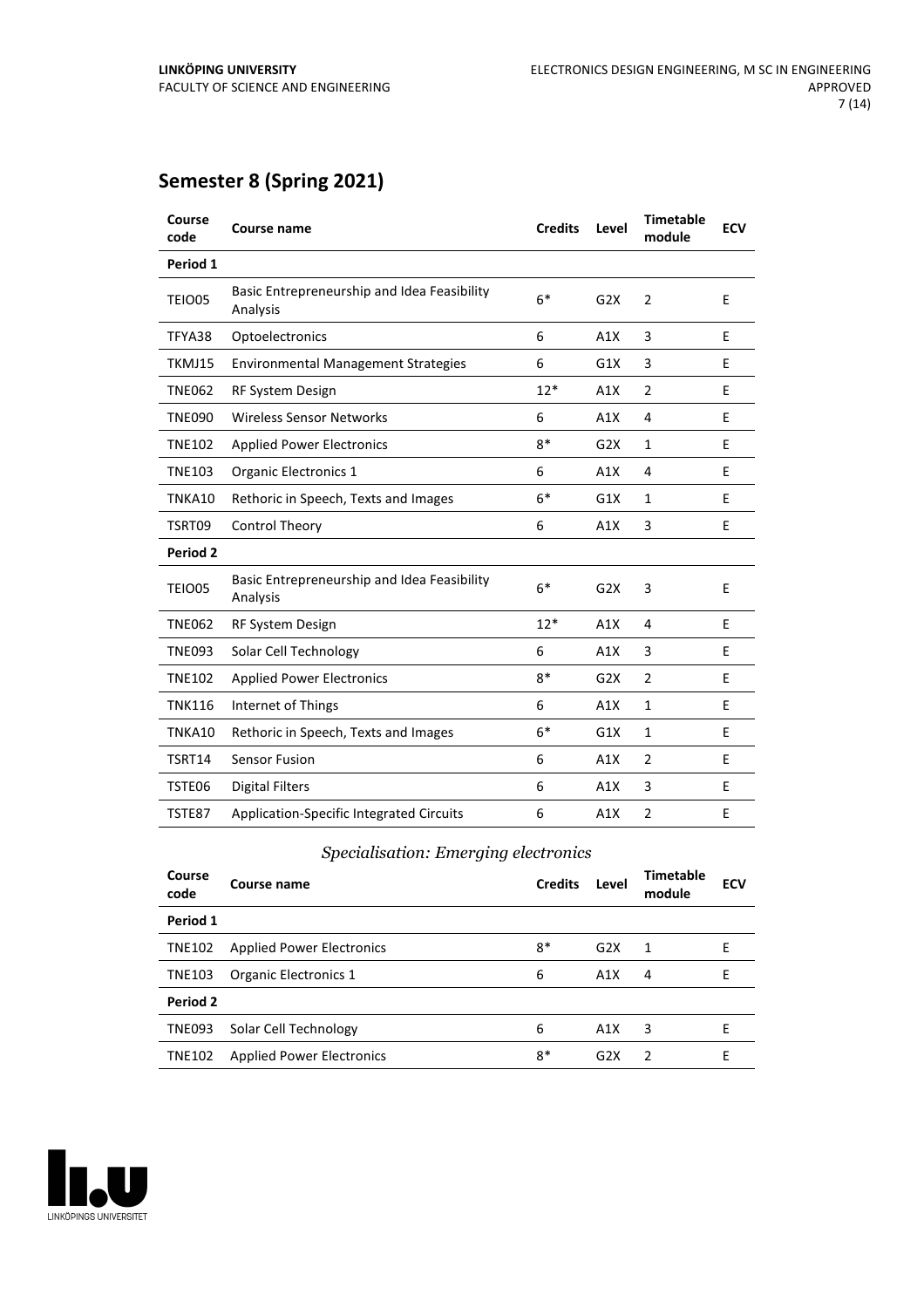## Semester 8 (Spring 2021)

| Course code | Course name | Credits | Level | Timetable module | ECV |
|---|---|---|---|---|---|
| **Period 1** | | | | | |
| TEIO05 | Basic Entrepreneurship and Idea Feasibility Analysis | 6* | G2X | 2 | E |
| TFYA38 | Optoelectronics | 6 | A1X | 3 | E |
| TKMJ15 | Environmental Management Strategies | 6 | G1X | 3 | E |
| TNE062 | RF System Design | 12* | A1X | 2 | E |
| TNE090 | Wireless Sensor Networks | 6 | A1X | 4 | E |
| TNE102 | Applied Power Electronics | 8* | G2X | 1 | E |
| TNE103 | Organic Electronics 1 | 6 | A1X | 4 | E |
| TNKA10 | Rethoric in Speech, Texts and Images | 6* | G1X | 1 | E |
| TSRT09 | Control Theory | 6 | A1X | 3 | E |
| **Period 2** | | | | | |
| TEIO05 | Basic Entrepreneurship and Idea Feasibility Analysis | 6* | G2X | 3 | E |
| TNE062 | RF System Design | 12* | A1X | 4 | E |
| TNE093 | Solar Cell Technology | 6 | A1X | 3 | E |
| TNE102 | Applied Power Electronics | 8* | G2X | 2 | E |
| TNK116 | Internet of Things | 6 | A1X | 1 | E |
| TNKA10 | Rethoric in Speech, Texts and Images | 6* | G1X | 1 | E |
| TSRT14 | Sensor Fusion | 6 | A1X | 2 | E |
| TSTE06 | Digital Filters | 6 | A1X | 3 | E |
| TSTE87 | Application-Specific Integrated Circuits | 6 | A1X | 2 | E |

### *Specialisation: Emerging electronics*

| Course code | Course name | Credits | Level | Timetable module | ECV |
|---|---|---|---|---|---|
| **Period 1** | | | | | |
| TNE102 | Applied Power Electronics | 8* | G2X | 1 | E |
| TNE103 | Organic Electronics 1 | 6 | A1X | 4 | E |
| **Period 2** | | | | | |
| TNE093 | Solar Cell Technology | 6 | A1X | 3 | E |
| TNE102 | Applied Power Electronics | 8* | G2X | 2 | E |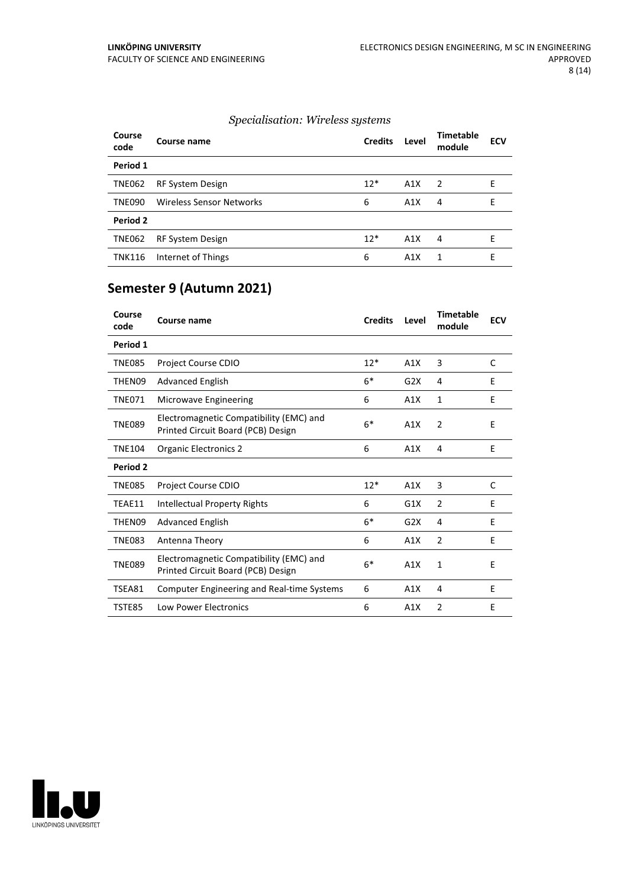*Specialisation: Wireless systems*

| Course code | Course name | Credits | Level | Timetable module | ECV |
|---|---|---|---|---|---|
| **Period 1** | | | | | |
| TNE062 | RF System Design | 12* | A1X | 2 | E |
| TNE090 | Wireless Sensor Networks | 6 | A1X | 4 | E |
| **Period 2** | | | | | |
| TNE062 | RF System Design | 12* | A1X | 4 | E |
| TNK116 | Internet of Things | 6 | A1X | 1 | E |

## Semester 9 (Autumn 2021)

| Course code | Course name | Credits | Level | Timetable module | ECV |
|---|---|---|---|---|---|
| **Period 1** | | | | | |
| TNE085 | Project Course CDIO | 12* | A1X | 3 | C |
| THEN09 | Advanced English | 6* | G2X | 4 | E |
| TNE071 | Microwave Engineering | 6 | A1X | 1 | E |
| TNE089 | Electromagnetic Compatibility (EMC) and Printed Circuit Board (PCB) Design | 6* | A1X | 2 | E |
| TNE104 | Organic Electronics 2 | 6 | A1X | 4 | E |
| **Period 2** | | | | | |
| TNE085 | Project Course CDIO | 12* | A1X | 3 | C |
| TEAE11 | Intellectual Property Rights | 6 | G1X | 2 | E |
| THEN09 | Advanced English | 6* | G2X | 4 | E |
| TNE083 | Antenna Theory | 6 | A1X | 2 | E |
| TNE089 | Electromagnetic Compatibility (EMC) and Printed Circuit Board (PCB) Design | 6* | A1X | 1 | E |
| TSEA81 | Computer Engineering and Real-time Systems | 6 | A1X | 4 | E |
| TSTE85 | Low Power Electronics | 6 | A1X | 2 | E |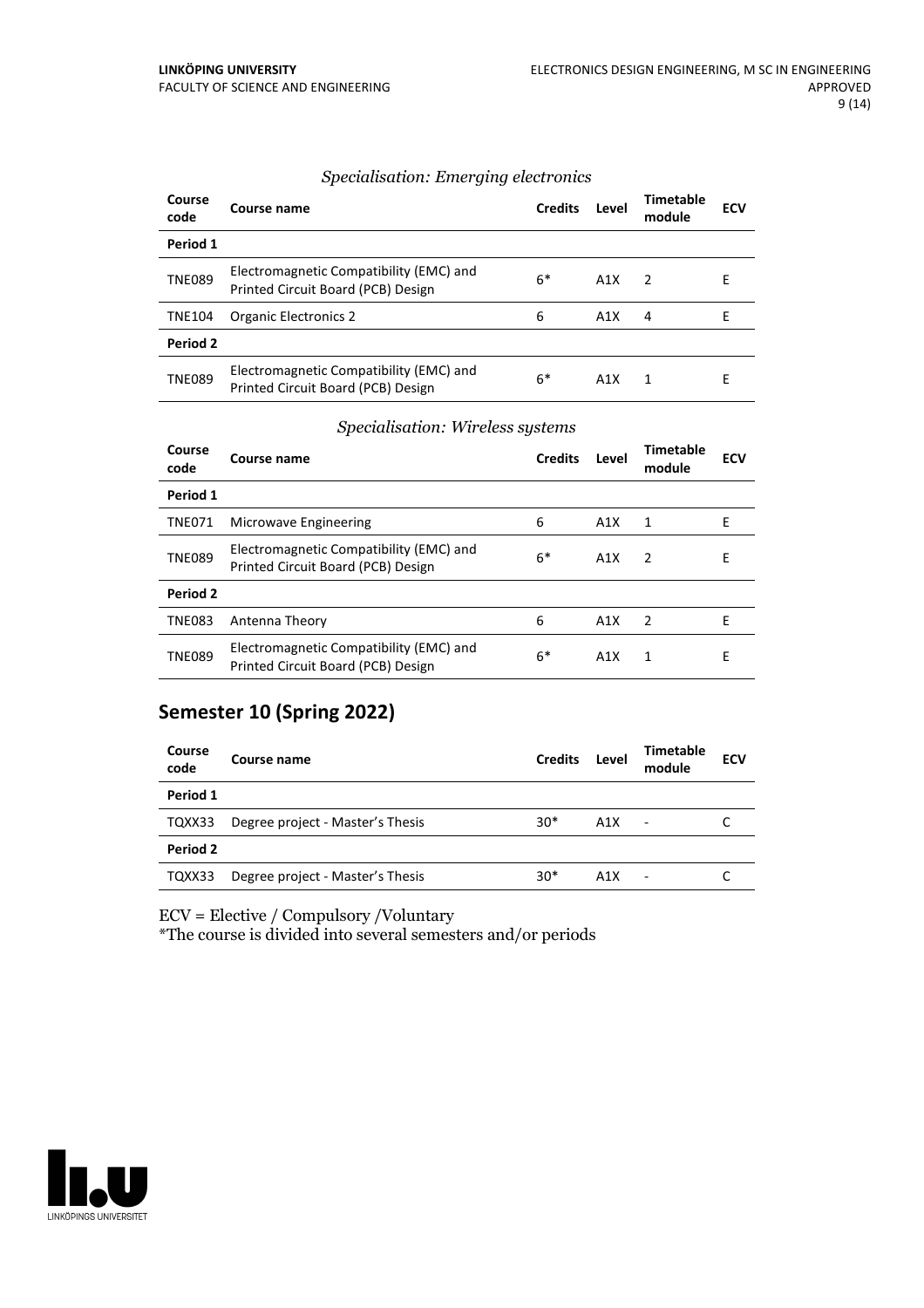*Specialisation: Emerging electronics*

| Course code | Course name | Credits | Level | Timetable module | ECV |
|---|---|---|---|---|---|
| **Period 1** | | | | | |
| TNE089 | Electromagnetic Compatibility (EMC) and Printed Circuit Board (PCB) Design | 6* | A1X | 2 | E |
| TNE104 | Organic Electronics 2 | 6 | A1X | 4 | E |
| **Period 2** | | | | | |
| TNE089 | Electromagnetic Compatibility (EMC) and Printed Circuit Board (PCB) Design | 6* | A1X | 1 | E |

*Specialisation: Wireless systems*

| Course code | Course name | Credits | Level | Timetable module | ECV |
|---|---|---|---|---|---|
| **Period 1** | | | | | |
| TNE071 | Microwave Engineering | 6 | A1X | 1 | E |
| TNE089 | Electromagnetic Compatibility (EMC) and Printed Circuit Board (PCB) Design | 6* | A1X | 2 | E |
| **Period 2** | | | | | |
| TNE083 | Antenna Theory | 6 | A1X | 2 | E |
| TNE089 | Electromagnetic Compatibility (EMC) and Printed Circuit Board (PCB) Design | 6* | A1X | 1 | E |

## Semester 10 (Spring 2022)

| Course code | Course name | Credits | Level | Timetable module | ECV |
|---|---|---|---|---|---|
| **Period 1** | | | | | |
| TQXX33 | Degree project - Master's Thesis | 30* | A1X | - | C |
| **Period 2** | | | | | |
| TQXX33 | Degree project - Master's Thesis | 30* | A1X | - | C |

ECV = Elective / Compulsory /Voluntary
*The course is divided into several semesters and/or periods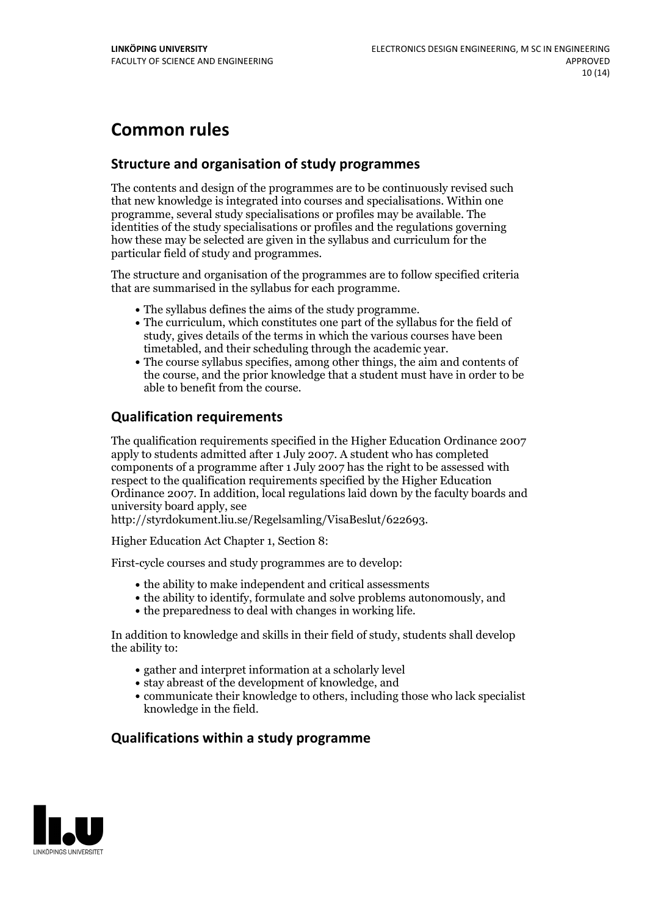# Common rules

## Structure and organisation of study programmes

The contents and design of the programmes are to be continuously revised such that new knowledge is integrated into courses and specialisations. Within one programme, several study specialisations or profiles may be available. The identities of the study specialisations or profiles and the regulations governing how these may be selected are given in the syllabus and curriculum for the particular field of study and programmes.

The structure and organisation of the programmes are to follow specified criteria that are summarised in the syllabus for each programme.

- The syllabus defines the aims of the study programme.
- The curriculum, which constitutes one part of the syllabus for the field of study, gives details of the terms in which the various courses have been timetabled, and their scheduling through the academic year.
- The course syllabus specifies, among other things, the aim and contents of the course, and the prior knowledge that a student must have in order to be able to benefit from the course.

## Qualification requirements

The qualification requirements specified in the Higher Education Ordinance 2007 apply to students admitted after 1 July 2007. A student who has completed components of a programme after 1 July 2007 has the right to be assessed with respect to the qualification requirements specified by the Higher Education Ordinance 2007. In addition, local regulations laid down by the faculty boards and university board apply, see http://styrdokument.liu.se/Regelsamling/VisaBeslut/622693.

Higher Education Act Chapter 1, Section 8:

First-cycle courses and study programmes are to develop:

- the ability to make independent and critical assessments
- the ability to identify, formulate and solve problems autonomously, and
- the preparedness to deal with changes in working life.

In addition to knowledge and skills in their field of study, students shall develop the ability to:

- gather and interpret information at a scholarly level
- stay abreast of the development of knowledge, and
- communicate their knowledge to others, including those who lack specialist knowledge in the field.

## Qualifications within a study programme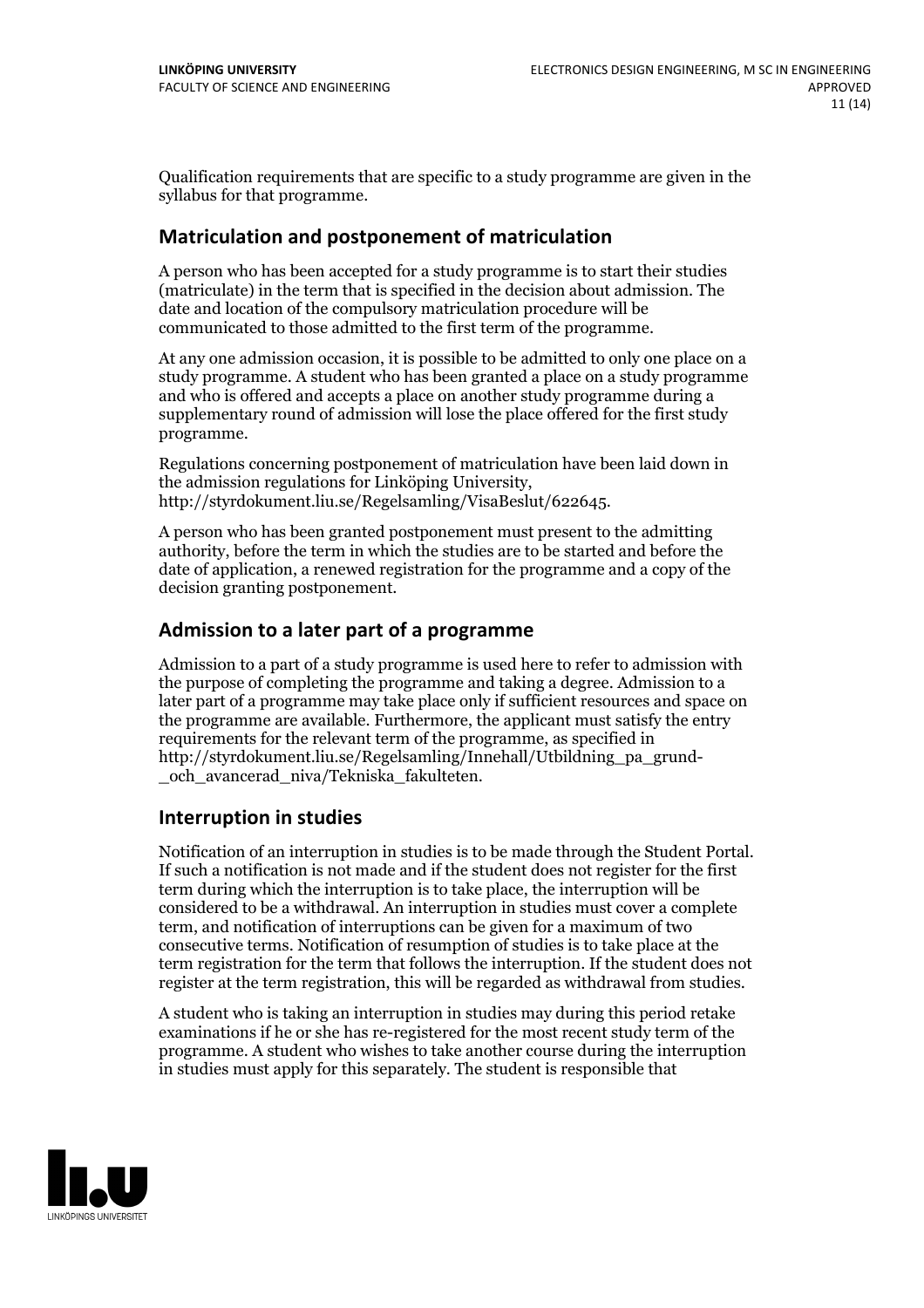Qualification requirements that are specific to a study programme are given in the syllabus for that programme.

## Matriculation and postponement of matriculation

A person who has been accepted for a study programme is to start their studies (matriculate) in the term that is specified in the decision about admission. The date and location of the compulsory matriculation procedure will be communicated to those admitted to the first term of the programme.

At any one admission occasion, it is possible to be admitted to only one place on a study programme. A student who has been granted a place on a study programme and who is offered and accepts a place on another study programme during a supplementary round of admission will lose the place offered for the first study programme.

Regulations concerning postponement of matriculation have been laid down in the admission regulations for Linköping University, http://styrdokument.liu.se/Regelsamling/VisaBeslut/622645.

A person who has been granted postponement must present to the admitting authority, before the term in which the studies are to be started and before the date of application, a renewed registration for the programme and a copy of the decision granting postponement.

## Admission to a later part of a programme

Admission to a part of a study programme is used here to refer to admission with the purpose of completing the programme and taking a degree. Admission to a later part of a programme may take place only if sufficient resources and space on the programme are available. Furthermore, the applicant must satisfy the entry requirements for the relevant term of the programme, as specified in http://styrdokument.liu.se/Regelsamling/Innehall/Utbildning_pa_grund-_och_avancerad_niva/Tekniska_fakulteten.

## Interruption in studies

Notification of an interruption in studies is to be made through the Student Portal. If such a notification is not made and if the student does not register for the first term during which the interruption is to take place, the interruption will be considered to be a withdrawal. An interruption in studies must cover a complete term, and notification of interruptions can be given for a maximum of two consecutive terms. Notification of resumption of studies is to take place at the term registration for the term that follows the interruption. If the student does not register at the term registration, this will be regarded as withdrawal from studies.

A student who is taking an interruption in studies may during this period retake examinations if he or she has re-registered for the most recent study term of the programme. A student who wishes to take another course during the interruption in studies must apply for this separately. The student is responsible that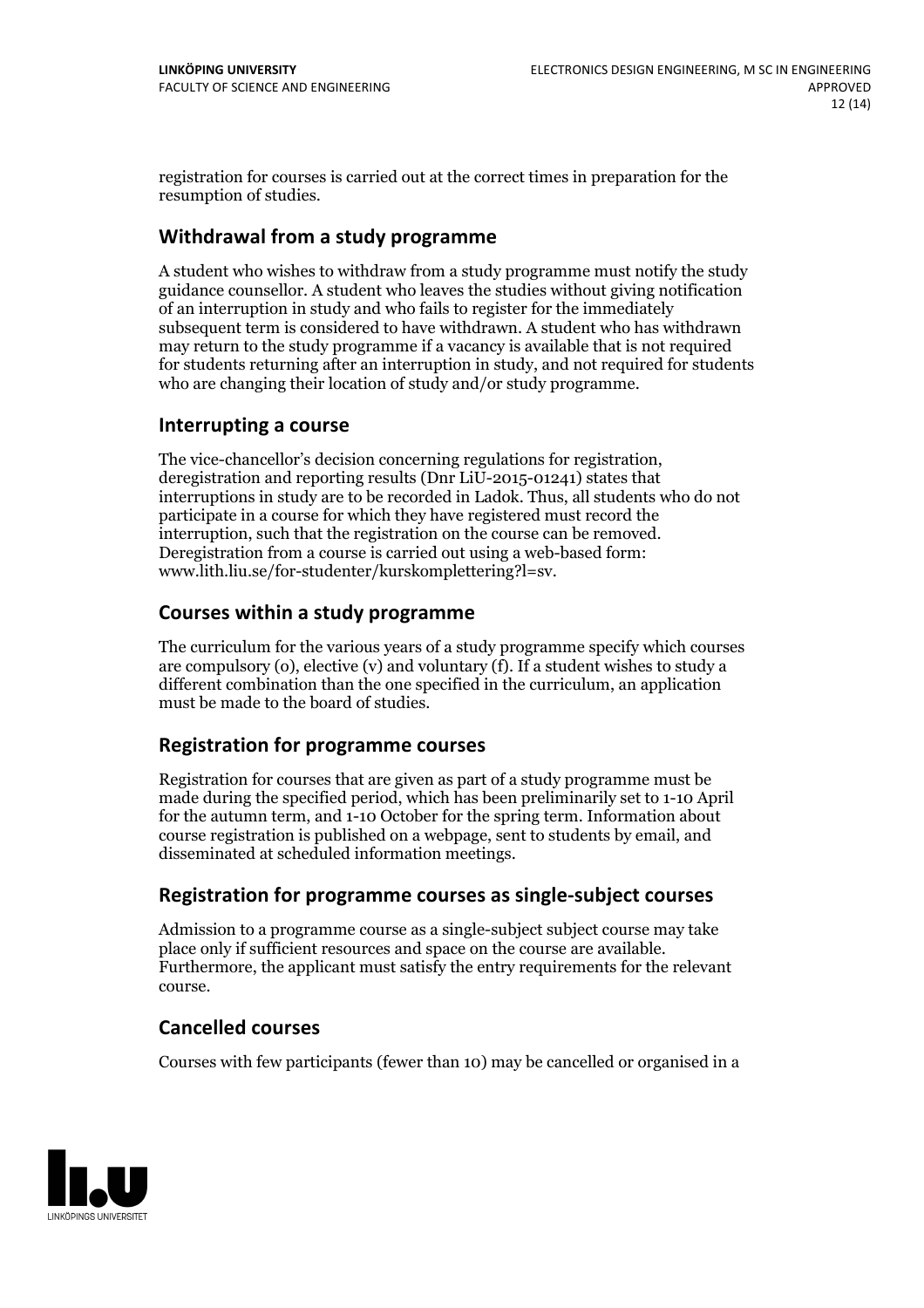registration for courses is carried out at the correct times in preparation for the resumption of studies.

## Withdrawal from a study programme

A student who wishes to withdraw from a study programme must notify the study guidance counsellor. A student who leaves the studies without giving notification of an interruption in study and who fails to register for the immediately subsequent term is considered to have withdrawn. A student who has withdrawn may return to the study programme if a vacancy is available that is not required for students returning after an interruption in study, and not required for students who are changing their location of study and/or study programme.

## Interrupting a course

The vice-chancellor's decision concerning regulations for registration, deregistration and reporting results (Dnr LiU-2015-01241) states that interruptions in study are to be recorded in Ladok. Thus, all students who do not participate in a course for which they have registered must record the interruption, such that the registration on the course can be removed. Deregistration from a course is carried out using a web-based form: www.lith.liu.se/for-studenter/kurskomplettering?l=sv.

## Courses within a study programme

The curriculum for the various years of a study programme specify which courses are compulsory (o), elective (v) and voluntary (f). If a student wishes to study a different combination than the one specified in the curriculum, an application must be made to the board of studies.

## Registration for programme courses

Registration for courses that are given as part of a study programme must be made during the specified period, which has been preliminarily set to 1-10 April for the autumn term, and 1-10 October for the spring term. Information about course registration is published on a webpage, sent to students by email, and disseminated at scheduled information meetings.

## Registration for programme courses as single-subject courses

Admission to a programme course as a single-subject subject course may take place only if sufficient resources and space on the course are available. Furthermore, the applicant must satisfy the entry requirements for the relevant course.

## Cancelled courses

Courses with few participants (fewer than 10) may be cancelled or organised in a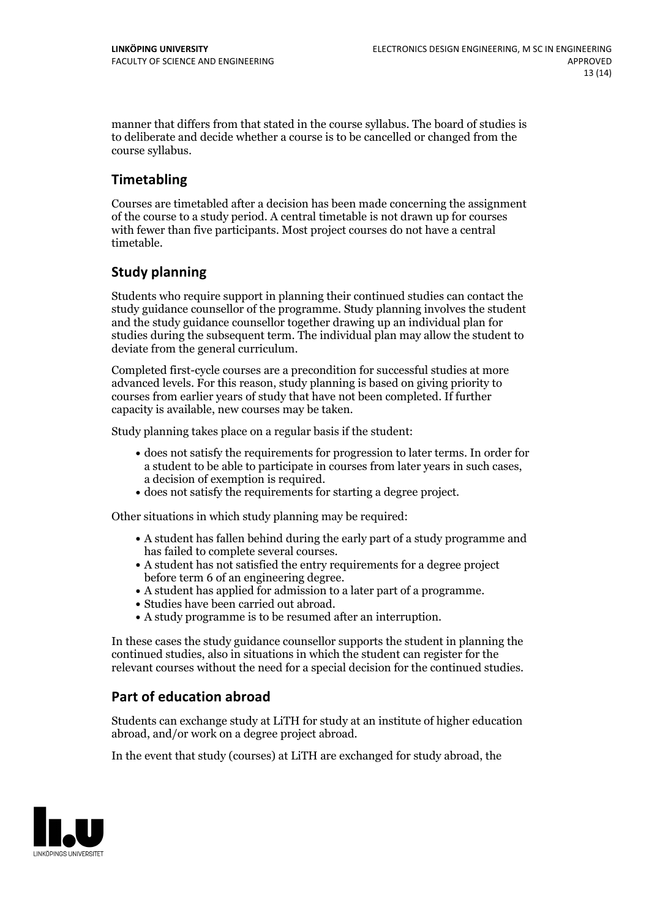manner that differs from that stated in the course syllabus. The board of studies is to deliberate and decide whether a course is to be cancelled or changed from the course syllabus.

## Timetabling

Courses are timetabled after a decision has been made concerning the assignment of the course to a study period. A central timetable is not drawn up for courses with fewer than five participants. Most project courses do not have a central timetable.

## Study planning

Students who require support in planning their continued studies can contact the study guidance counsellor of the programme. Study planning involves the student and the study guidance counsellor together drawing up an individual plan for studies during the subsequent term. The individual plan may allow the student to deviate from the general curriculum.

Completed first-cycle courses are a precondition for successful studies at more advanced levels. For this reason, study planning is based on giving priority to courses from earlier years of study that have not been completed. If further capacity is available, new courses may be taken.

Study planning takes place on a regular basis if the student:

- does not satisfy the requirements for progression to later terms. In order for a student to be able to participate in courses from later years in such cases, a decision of exemption is required.
- does not satisfy the requirements for starting a degree project.

Other situations in which study planning may be required:

- A student has fallen behind during the early part of a study programme and has failed to complete several courses.
- A student has not satisfied the entry requirements for a degree project before term 6 of an engineering degree.
- A student has applied for admission to a later part of a programme.
- Studies have been carried out abroad.
- A study programme is to be resumed after an interruption.

In these cases the study guidance counsellor supports the student in planning the continued studies, also in situations in which the student can register for the relevant courses without the need for a special decision for the continued studies.

## Part of education abroad

Students can exchange study at LiTH for study at an institute of higher education abroad, and/or work on a degree project abroad.

In the event that study (courses) at LiTH are exchanged for study abroad, the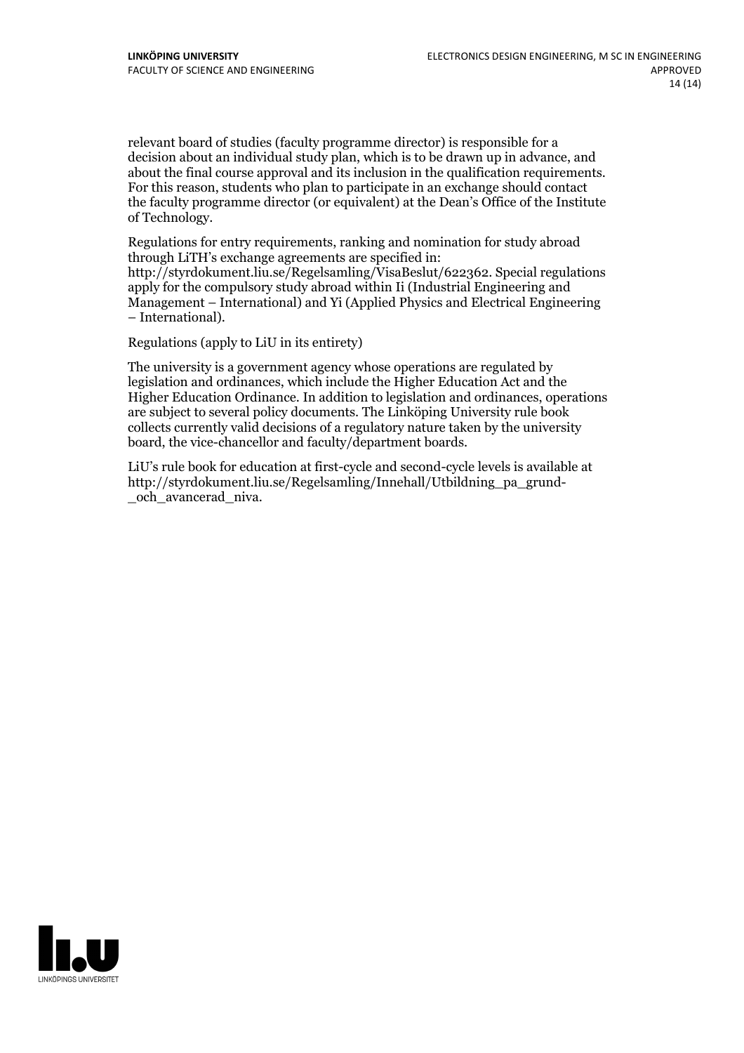relevant board of studies (faculty programme director) is responsible for a decision about an individual study plan, which is to be drawn up in advance, and about the final course approval and its inclusion in the qualification requirements. For this reason, students who plan to participate in an exchange should contact the faculty programme director (or equivalent) at the Dean's Office of the Institute of Technology.

Regulations for entry requirements, ranking and nomination for study abroad through LiTH's exchange agreements are specified in: http://styrdokument.liu.se/Regelsamling/VisaBeslut/622362. Special regulations apply for the compulsory study abroad within Ii (Industrial Engineering and Management – International) and Yi (Applied Physics and Electrical Engineering – International).

Regulations (apply to LiU in its entirety)

The university is a government agency whose operations are regulated by legislation and ordinances, which include the Higher Education Act and the Higher Education Ordinance. In addition to legislation and ordinances, operations are subject to several policy documents. The Linköping University rule book collects currently valid decisions of a regulatory nature taken by the university board, the vice-chancellor and faculty/department boards.

LiU's rule book for education at first-cycle and second-cycle levels is available at http://styrdokument.liu.se/Regelsamling/Innehall/Utbildning_pa_grund-_och_avancerad_niva.